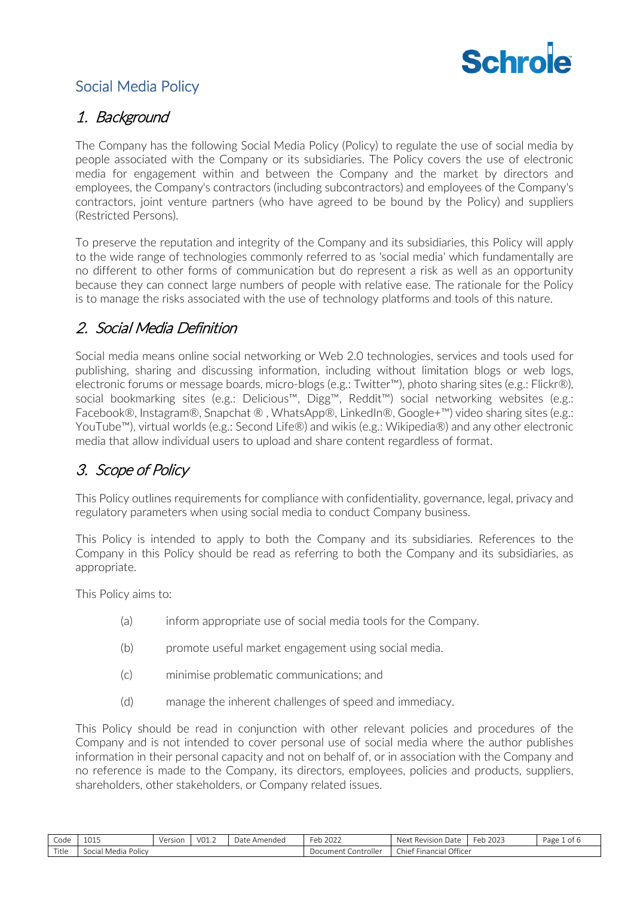# Social Media Policy

## 1. Background

The Company has the following Social Media Policy (Policy) to regulate the use of social media by people associated with the Company or its subsidiaries. The Policy covers the use of electronic media for engagement within and between the Company and the market by directors and employees, the Company's contractors (including subcontractors) and employees of the Company's contractors, joint venture partners (who have agreed to be bound by the Policy) and suppliers (Restricted Persons).

To preserve the reputation and integrity of the Company and its subsidiaries, this Policy will apply to the wide range of technologies commonly referred to as 'social media' which fundamentally are no different to other forms of communication but do represent a risk as well as an opportunity because they can connect large numbers of people with relative ease. The rationale for the Policy is to manage the risks associated with the use of technology platforms and tools of this nature.

## 2. Social Media Definition

Social media means online social networking or Web 2.0 technologies, services and tools used for publishing, sharing and discussing information, including without limitation blogs or web logs, electronic forums or message boards, micro-blogs (e.g.: Twitter™), photo sharing sites (e.g.: Flickr®), social bookmarking sites (e.g.: Delicious™, Digg™, Reddit™) social networking websites (e.g.: Facebook®, Instagram®, Snapchat ® , WhatsApp®, LinkedIn®, Google+™) video sharing sites (e.g.: YouTube™), virtual worlds (e.g.: Second Life®) and wikis (e.g.: Wikipedia®) and any other electronic media that allow individual users to upload and share content regardless of format.

## 3. Scope of Policy

This Policy outlines requirements for compliance with confidentiality, governance, legal, privacy and regulatory parameters when using social media to conduct Company business.

This Policy is intended to apply to both the Company and its subsidiaries. References to the Company in this Policy should be read as referring to both the Company and its subsidiaries, as appropriate.

This Policy aims to:

(a) inform appropriate use of social media tools for the Company.

(b) promote useful market engagement using social media.

(c) minimise problematic communications; and

(d) manage the inherent challenges of speed and immediacy.

This Policy should be read in conjunction with other relevant policies and procedures of the Company and is not intended to cover personal use of social media where the author publishes information in their personal capacity and not on behalf of, or in association with the Company and no reference is made to the Company, its directors, employees, policies and products, suppliers, shareholders, other stakeholders, or Company related issues.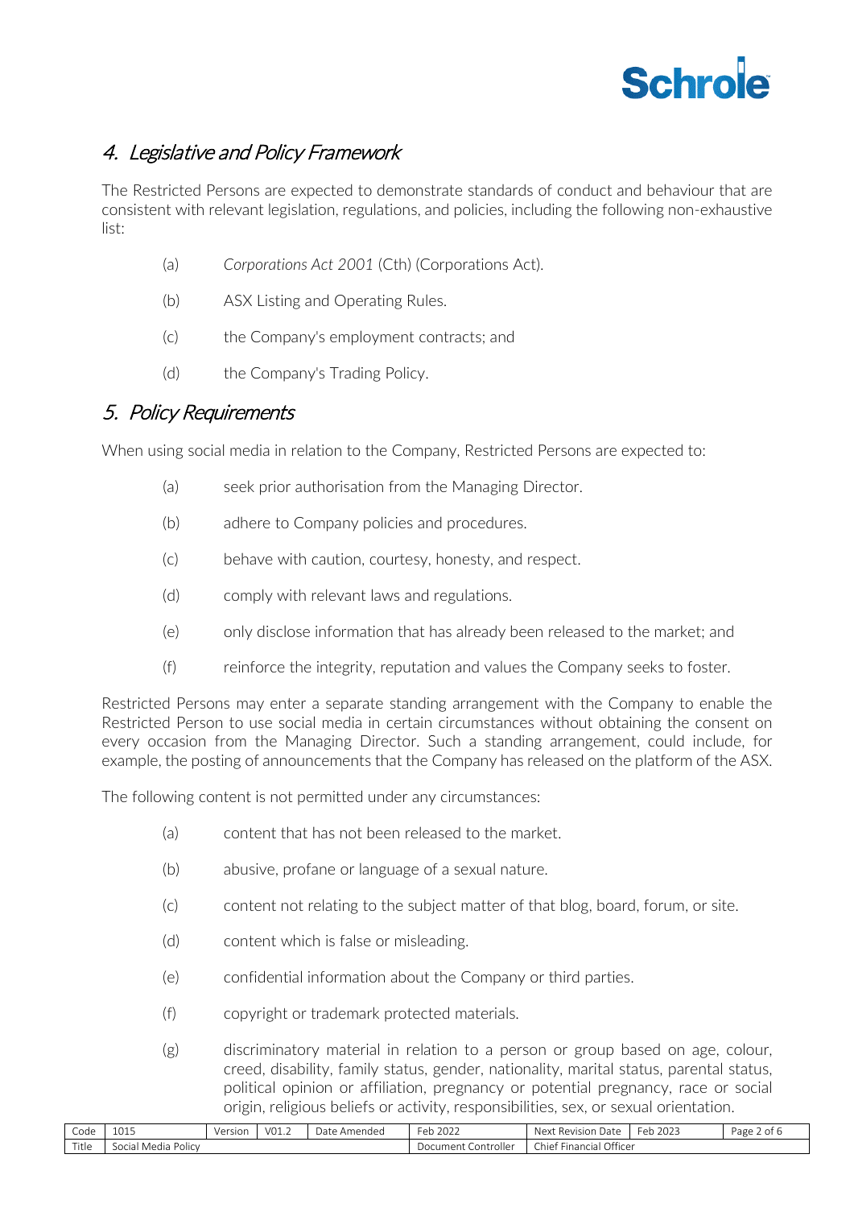## 4. Legislative and Policy Framework

The Restricted Persons are expected to demonstrate standards of conduct and behaviour that are consistent with relevant legislation, regulations, and policies, including the following non-exhaustive list:

(a) *Corporations Act 2001* (Cth) (Corporations Act).

(b) ASX Listing and Operating Rules.

(c) the Company's employment contracts; and

(d) the Company's Trading Policy.

## 5. Policy Requirements

When using social media in relation to the Company, Restricted Persons are expected to:

(a) seek prior authorisation from the Managing Director.

(b) adhere to Company policies and procedures.

(c) behave with caution, courtesy, honesty, and respect.

(d) comply with relevant laws and regulations.

(e) only disclose information that has already been released to the market; and

(f) reinforce the integrity, reputation and values the Company seeks to foster.

Restricted Persons may enter a separate standing arrangement with the Company to enable the Restricted Person to use social media in certain circumstances without obtaining the consent on every occasion from the Managing Director. Such a standing arrangement, could include, for example, the posting of announcements that the Company has released on the platform of the ASX.

The following content is not permitted under any circumstances:

(a) content that has not been released to the market.

(b) abusive, profane or language of a sexual nature.

(c) content not relating to the subject matter of that blog, board, forum, or site.

(d) content which is false or misleading.

(e) confidential information about the Company or third parties.

(f) copyright or trademark protected materials.

(g) discriminatory material in relation to a person or group based on age, colour, creed, disability, family status, gender, nationality, marital status, parental status, political opinion or affiliation, pregnancy or potential pregnancy, race or social origin, religious beliefs or activity, responsibilities, sex, or sexual orientation.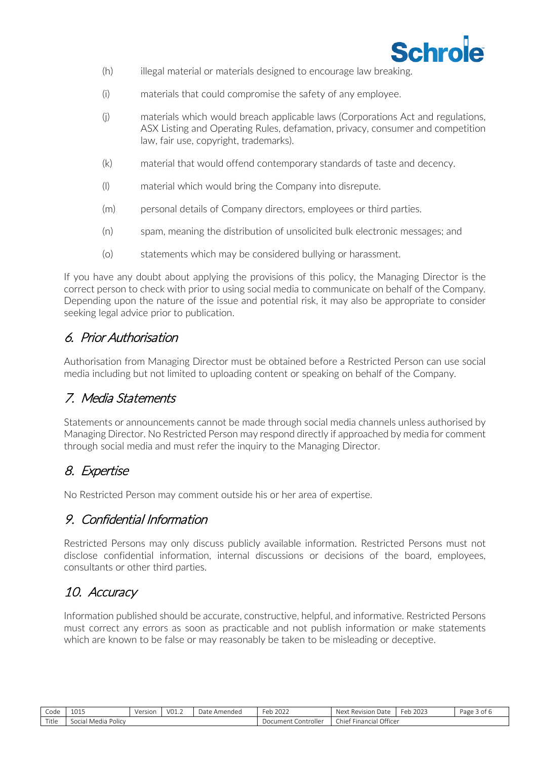(h) illegal material or materials designed to encourage law breaking.

(i) materials that could compromise the safety of any employee.

(j) materials which would breach applicable laws (Corporations Act and regulations, ASX Listing and Operating Rules, defamation, privacy, consumer and competition law, fair use, copyright, trademarks).

(k) material that would offend contemporary standards of taste and decency.

(l) material which would bring the Company into disrepute.

(m) personal details of Company directors, employees or third parties.

(n) spam, meaning the distribution of unsolicited bulk electronic messages; and

(o) statements which may be considered bullying or harassment.

If you have any doubt about applying the provisions of this policy, the Managing Director is the correct person to check with prior to using social media to communicate on behalf of the Company. Depending upon the nature of the issue and potential risk, it may also be appropriate to consider seeking legal advice prior to publication.

## 6. Prior Authorisation

Authorisation from Managing Director must be obtained before a Restricted Person can use social media including but not limited to uploading content or speaking on behalf of the Company.

## 7. Media Statements

Statements or announcements cannot be made through social media channels unless authorised by Managing Director. No Restricted Person may respond directly if approached by media for comment through social media and must refer the inquiry to the Managing Director.

## 8. Expertise

No Restricted Person may comment outside his or her area of expertise.

## 9. Confidential Information

Restricted Persons may only discuss publicly available information. Restricted Persons must not disclose confidential information, internal discussions or decisions of the board, employees, consultants or other third parties.

## 10. Accuracy

Information published should be accurate, constructive, helpful, and informative. Restricted Persons must correct any errors as soon as practicable and not publish information or make statements which are known to be false or may reasonably be taken to be misleading or deceptive.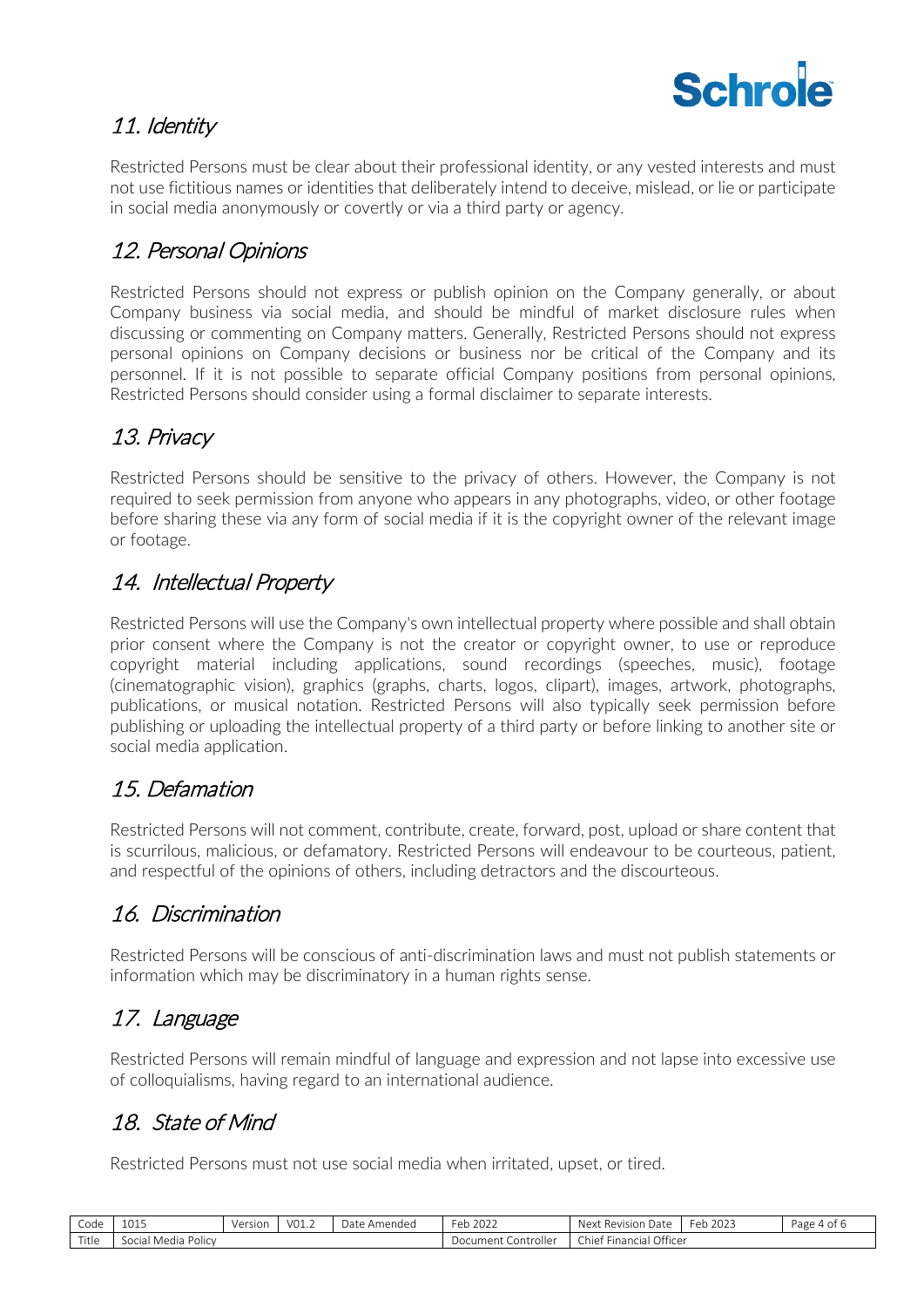## 11. Identity

Restricted Persons must be clear about their professional identity, or any vested interests and must not use fictitious names or identities that deliberately intend to deceive, mislead, or lie or participate in social media anonymously or covertly or via a third party or agency.

## 12. Personal Opinions

Restricted Persons should not express or publish opinion on the Company generally, or about Company business via social media, and should be mindful of market disclosure rules when discussing or commenting on Company matters. Generally, Restricted Persons should not express personal opinions on Company decisions or business nor be critical of the Company and its personnel. If it is not possible to separate official Company positions from personal opinions, Restricted Persons should consider using a formal disclaimer to separate interests.

## 13. Privacy

Restricted Persons should be sensitive to the privacy of others. However, the Company is not required to seek permission from anyone who appears in any photographs, video, or other footage before sharing these via any form of social media if it is the copyright owner of the relevant image or footage.

## 14. Intellectual Property

Restricted Persons will use the Company's own intellectual property where possible and shall obtain prior consent where the Company is not the creator or copyright owner, to use or reproduce copyright material including applications, sound recordings (speeches, music), footage (cinematographic vision), graphics (graphs, charts, logos, clipart), images, artwork, photographs, publications, or musical notation. Restricted Persons will also typically seek permission before publishing or uploading the intellectual property of a third party or before linking to another site or social media application.

## 15. Defamation

Restricted Persons will not comment, contribute, create, forward, post, upload or share content that is scurrilous, malicious, or defamatory. Restricted Persons will endeavour to be courteous, patient, and respectful of the opinions of others, including detractors and the discourteous.

## 16. Discrimination

Restricted Persons will be conscious of anti-discrimination laws and must not publish statements or information which may be discriminatory in a human rights sense.

## 17. Language

Restricted Persons will remain mindful of language and expression and not lapse into excessive use of colloquialisms, having regard to an international audience.

## 18. State of Mind

Restricted Persons must not use social media when irritated, upset, or tired.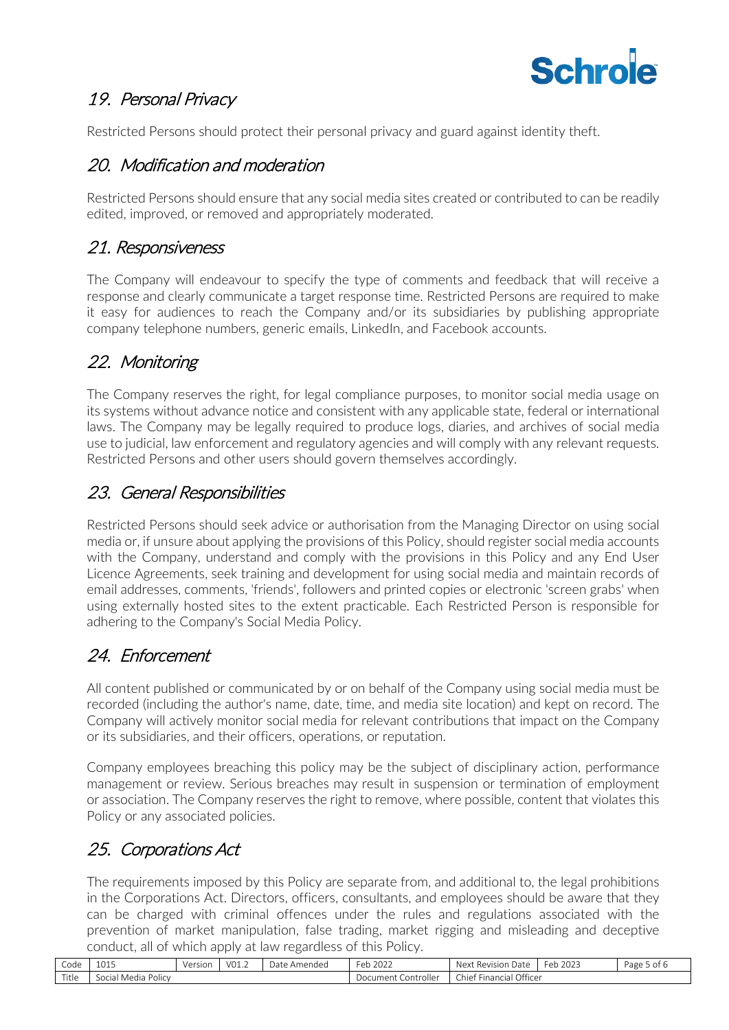## 19. Personal Privacy

Restricted Persons should protect their personal privacy and guard against identity theft.

## 20. Modification and moderation

Restricted Persons should ensure that any social media sites created or contributed to can be readily edited, improved, or removed and appropriately moderated.

## 21. Responsiveness

The Company will endeavour to specify the type of comments and feedback that will receive a response and clearly communicate a target response time. Restricted Persons are required to make it easy for audiences to reach the Company and/or its subsidiaries by publishing appropriate company telephone numbers, generic emails, LinkedIn, and Facebook accounts.

## 22. Monitoring

The Company reserves the right, for legal compliance purposes, to monitor social media usage on its systems without advance notice and consistent with any applicable state, federal or international laws. The Company may be legally required to produce logs, diaries, and archives of social media use to judicial, law enforcement and regulatory agencies and will comply with any relevant requests. Restricted Persons and other users should govern themselves accordingly.

## 23. General Responsibilities

Restricted Persons should seek advice or authorisation from the Managing Director on using social media or, if unsure about applying the provisions of this Policy, should register social media accounts with the Company, understand and comply with the provisions in this Policy and any End User Licence Agreements, seek training and development for using social media and maintain records of email addresses, comments, 'friends', followers and printed copies or electronic 'screen grabs' when using externally hosted sites to the extent practicable. Each Restricted Person is responsible for adhering to the Company's Social Media Policy.

## 24. Enforcement

All content published or communicated by or on behalf of the Company using social media must be recorded (including the author's name, date, time, and media site location) and kept on record. The Company will actively monitor social media for relevant contributions that impact on the Company or its subsidiaries, and their officers, operations, or reputation.

Company employees breaching this policy may be the subject of disciplinary action, performance management or review. Serious breaches may result in suspension or termination of employment or association. The Company reserves the right to remove, where possible, content that violates this Policy or any associated policies.

## 25. Corporations Act

The requirements imposed by this Policy are separate from, and additional to, the legal prohibitions in the Corporations Act. Directors, officers, consultants, and employees should be aware that they can be charged with criminal offences under the rules and regulations associated with the prevention of market manipulation, false trading, market rigging and misleading and deceptive conduct, all of which apply at law regardless of this Policy.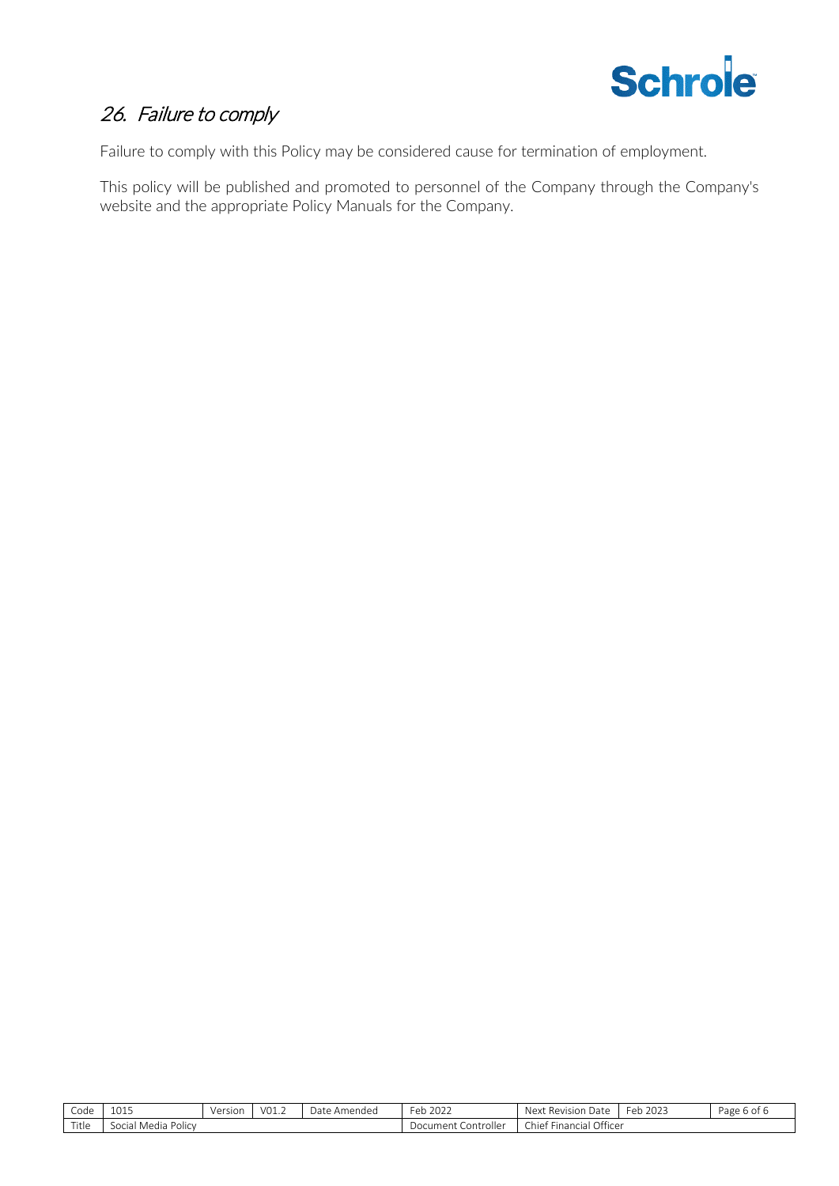## 26. Failure to comply

Failure to comply with this Policy may be considered cause for termination of employment.

This policy will be published and promoted to personnel of the Company through the Company's website and the appropriate Policy Manuals for the Company.